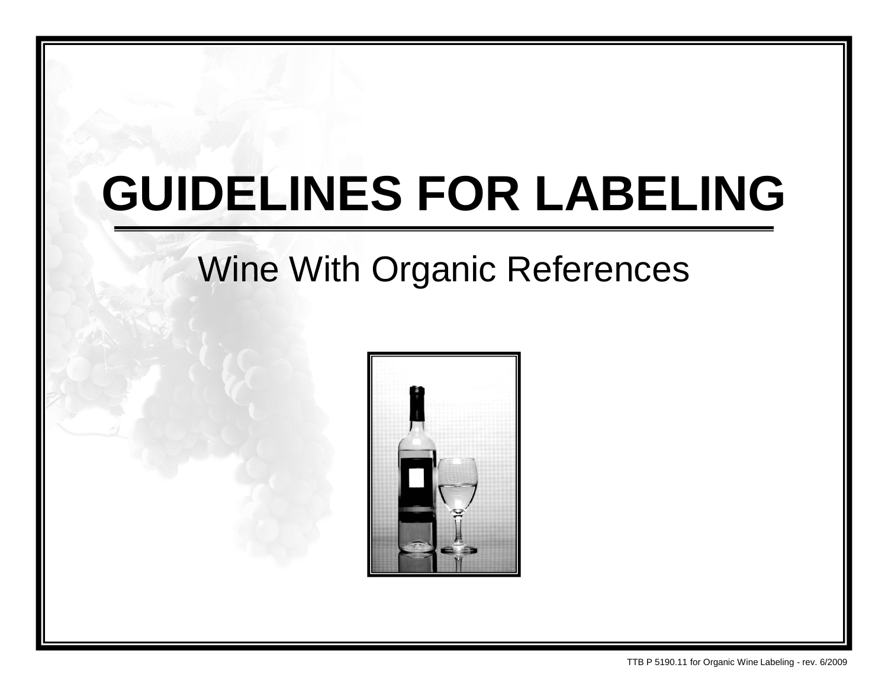# GUIDELINES FOR LABELING

## Wine With Organic References

TTB P 5190.11 for Organic Wine Labeling - rev. 6/2009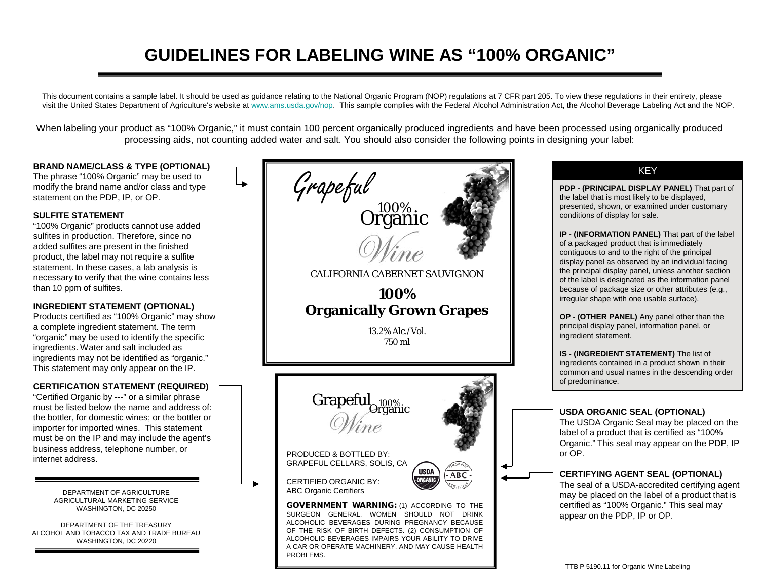# GUIDELINES FOR LABELING WINE AS "100% ORGANIC"

This document contains a sample label. It should be used as guidance relating to the National Organic Program (NOP) regulations at 7 CFR part 205. To view these regulations in their entirety, please visit the United States Department of Agriculture's website at www.ams.usda.gov/nop. This sample complies with the Federal Alcohol Administration Act, the Alcohol Beverage Labeling Act and the NOP.

When labeling your product as "100% Organic," it must contain 100 percent organically produced ingredients and have been processed using organically produced processing aids, not counting added water and salt. You should also consider the following points in designing your label:

### BRAND NAME/CLASS & TYPE (OPTIONAL)

The phrase "100% Organic" may be used to modify the brand name and/or class and type statement on the PDP, IP, or OP.

### SULFITE STATEMENT

"100% Organic" products cannot use added sulfites in production. Therefore, since no added sulfites are present in the finished product, the label may not require a sulfite statement. In these cases, a lab analysis is necessary to verify that the wine contains less than 10 ppm of sulfites.

### INGREDIENT STATEMENT (OPTIONAL)

Products certified as "100% Organic" may show a complete ingredient statement. The term "organic" may be used to identify the specific ingredients. Water and salt included as ingredients may not be identified as "organic." This statement may only appear on the IP.

### CERTIFICATION STATEMENT (REQUIRED)

"Certified Organic by ---" or a similar phrase must be listed below the name and address of: the bottler, for domestic wines; or the bottler or importer for imported wines. This statement must be on the IP and may include the agent's business address, telephone number, or internet address.

DEPARTMENT OF AGRICULTURE
AGRICULTURAL MARKETING SERVICE
WASHINGTON, DC 20250

DEPARTMENT OF THE TREASURY
ALCOHOL AND TOBACCO TAX AND TRADE BUREAU
WASHINGTON, DC 20220

---

Grapeful
100% Organic
Wine

CALIFORNIA CABERNET SAUVIGNON

**100%**
**Organically Grown Grapes**

13.2% Alc./Vol.
750 ml

---

Grapeful 100% Organic
Wine

PRODUCED & BOTTLED BY:
GRAPEFUL CELLARS, SOLIS, CA

CERTIFIED ORGANIC BY:
ABC Organic Certifiers

USDA ORGANIC — ABC ORGANIC CERTIFIERS

**GOVERNMENT WARNING:** (1) ACCORDING TO THE SURGEON GENERAL, WOMEN SHOULD NOT DRINK ALCOHOLIC BEVERAGES DURING PREGNANCY BECAUSE OF THE RISK OF BIRTH DEFECTS. (2) CONSUMPTION OF ALCOHOLIC BEVERAGES IMPAIRS YOUR ABILITY TO DRIVE A CAR OR OPERATE MACHINERY, AND MAY CAUSE HEALTH PROBLEMS.

---

### KEY

**PDP - (PRINCIPAL DISPLAY PANEL)** That part of the label that is most likely to be displayed, presented, shown, or examined under customary conditions of display for sale.

**IP - (INFORMATION PANEL)** That part of the label of a packaged product that is immediately contiguous to and to the right of the principal display panel as observed by an individual facing the principal display panel, unless another section of the label is designated as the information panel because of package size or other attributes (e.g., irregular shape with one usable surface).

**OP - (OTHER PANEL)** Any panel other than the principal display panel, information panel, or ingredient statement.

**IS - (INGREDIENT STATEMENT)** The list of ingredients contained in a product shown in their common and usual names in the descending order of predominance.

### USDA ORGANIC SEAL (OPTIONAL)

The USDA Organic Seal may be placed on the label of a product that is certified as "100% Organic." This seal may appear on the PDP, IP or OP.

### CERTIFYING AGENT SEAL (OPTIONAL)

The seal of a USDA-accredited certifying agent may be placed on the label of a product that is certified as "100% Organic." This seal may appear on the PDP, IP or OP.

TTB P 5190.11 for Organic Wine Labeling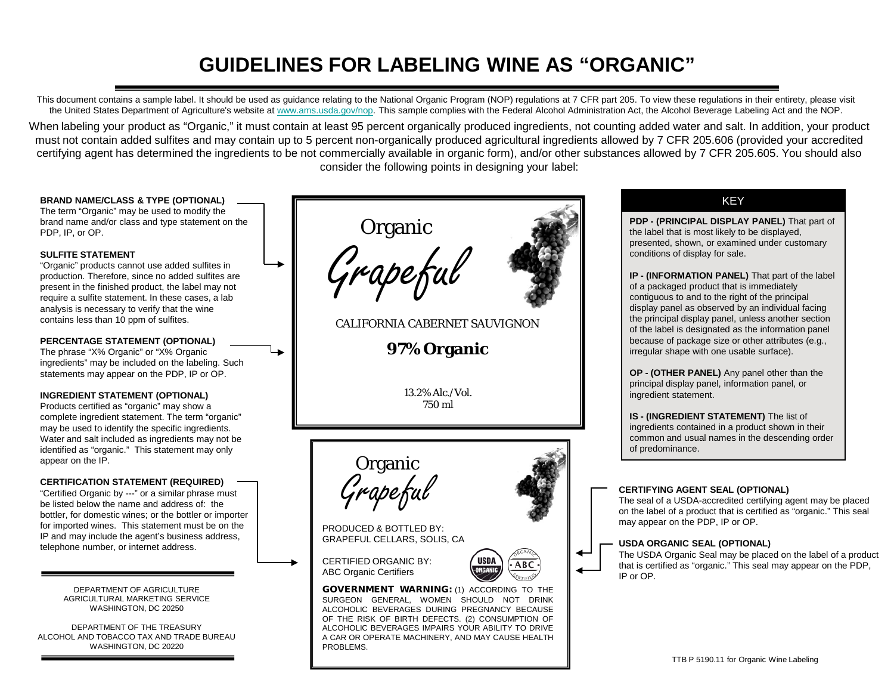# GUIDELINES FOR LABELING WINE AS "ORGANIC"

This document contains a sample label. It should be used as guidance relating to the National Organic Program (NOP) regulations at 7 CFR part 205. To view these regulations in their entirety, please visit the United States Department of Agriculture's website at www.ams.usda.gov/nop. This sample complies with the Federal Alcohol Administration Act, the Alcohol Beverage Labeling Act and the NOP.

When labeling your product as "Organic," it must contain at least 95 percent organically produced ingredients, not counting added water and salt. In addition, your product must not contain added sulfites and may contain up to 5 percent non-organically produced agricultural ingredients allowed by 7 CFR 205.606 (provided your accredited certifying agent has determined the ingredients to be not commercially available in organic form), and/or other substances allowed by 7 CFR 205.605. You should also consider the following points in designing your label:

**BRAND NAME/CLASS & TYPE (OPTIONAL)**
The term "Organic" may be used to modify the brand name and/or class and type statement on the PDP, IP, or OP.

**SULFITE STATEMENT**
"Organic" products cannot use added sulfites in production. Therefore, since no added sulfites are present in the finished product, the label may not require a sulfite statement. In these cases, a lab analysis is necessary to verify that the wine contains less than 10 ppm of sulfites.

**PERCENTAGE STATEMENT (OPTIONAL)**
The phrase "X% Organic" or "X% Organic ingredients" may be included on the labeling. Such statements may appear on the PDP, IP or OP.

**INGREDIENT STATEMENT (OPTIONAL)**
Products certified as "organic" may show a complete ingredient statement. The term "organic" may be used to identify the specific ingredients. Water and salt included as ingredients may not be identified as "organic." This statement may only appear on the IP.

**CERTIFICATION STATEMENT (REQUIRED)**
"Certified Organic by ---" or a similar phrase must be listed below the name and address of: the bottler, for domestic wines; or the bottler or importer for imported wines. This statement must be on the IP and may include the agent's business address, telephone number, or internet address.

---

Organic
*Grapeful*

CALIFORNIA CABERNET SAUVIGNON

**97% Organic**

13.2% Alc./Vol.
750 ml

---

Organic
*Grapeful*

PRODUCED & BOTTLED BY:
GRAPEFUL CELLARS, SOLIS, CA

CERTIFIED ORGANIC BY:
ABC Organic Certifiers

USDA ORGANIC | ORGANIC · ABC · CERTIFIED

**GOVERNMENT WARNING:** (1) ACCORDING TO THE SURGEON GENERAL, WOMEN SHOULD NOT DRINK ALCOHOLIC BEVERAGES DURING PREGNANCY BECAUSE OF THE RISK OF BIRTH DEFECTS. (2) CONSUMPTION OF ALCOHOLIC BEVERAGES IMPAIRS YOUR ABILITY TO DRIVE A CAR OR OPERATE MACHINERY, AND MAY CAUSE HEALTH PROBLEMS.

---

**KEY**

**PDP - (PRINCIPAL DISPLAY PANEL)** That part of the label that is most likely to be displayed, presented, shown, or examined under customary conditions of display for sale.

**IP - (INFORMATION PANEL)** That part of the label of a packaged product that is immediately contiguous to and to the right of the principal display panel as observed by an individual facing the principal display panel, unless another section of the label is designated as the information panel because of package size or other attributes (e.g., irregular shape with one usable surface).

**OP - (OTHER PANEL)** Any panel other than the principal display panel, information panel, or ingredient statement.

**IS - (INGREDIENT STATEMENT)** The list of ingredients contained in a product shown in their common and usual names in the descending order of predominance.

**CERTIFYING AGENT SEAL (OPTIONAL)**
The seal of a USDA-accredited certifying agent may be placed on the label of a product that is certified as "organic." This seal may appear on the PDP, IP or OP.

**USDA ORGANIC SEAL (OPTIONAL)**
The USDA Organic Seal may be placed on the label of a product that is certified as "organic." This seal may appear on the PDP, IP or OP.

---

DEPARTMENT OF AGRICULTURE
AGRICULTURAL MARKETING SERVICE
WASHINGTON, DC 20250

DEPARTMENT OF THE TREASURY
ALCOHOL AND TOBACCO TAX AND TRADE BUREAU
WASHINGTON, DC 20220

TTB P 5190.11 for Organic Wine Labeling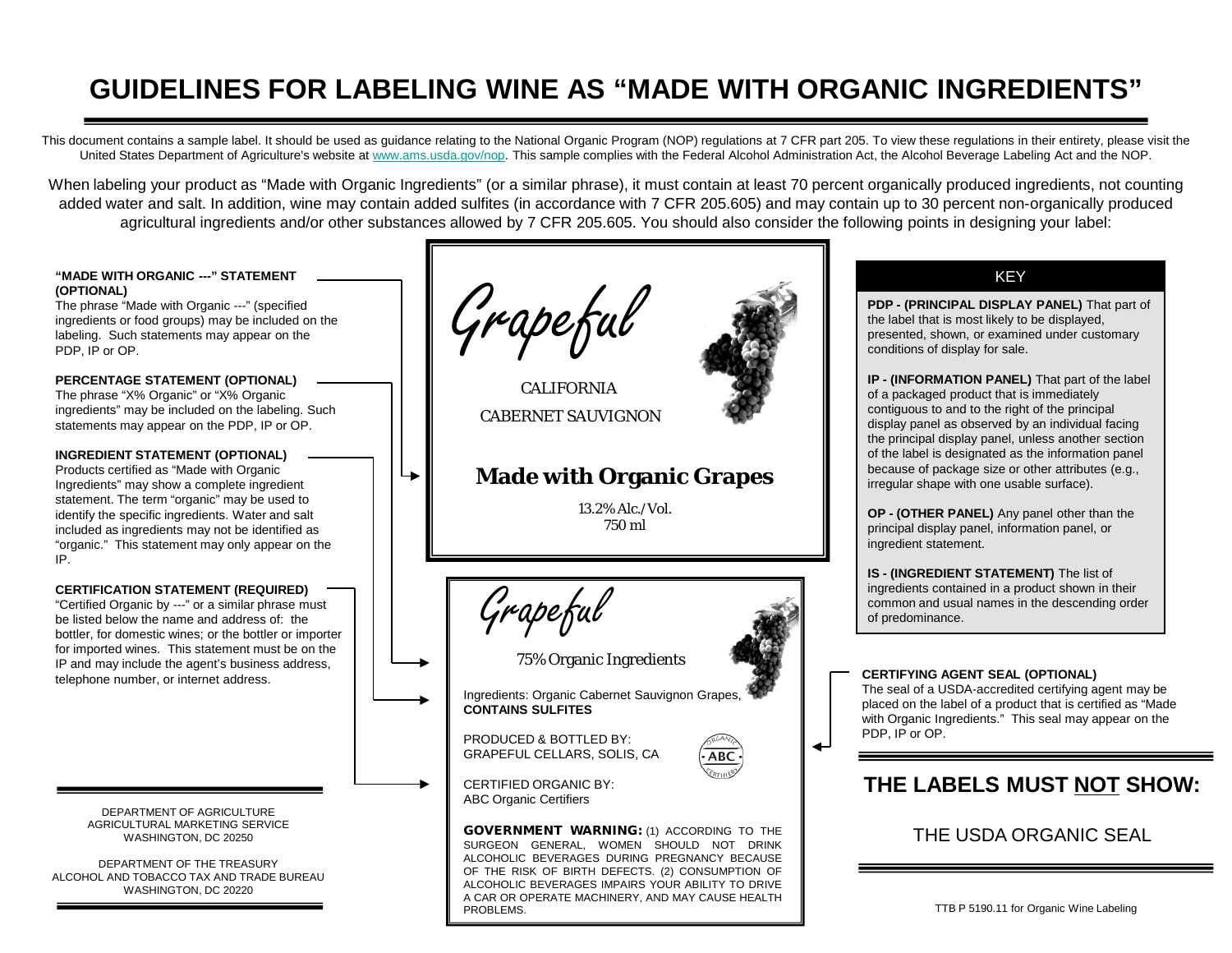# GUIDELINES FOR LABELING WINE AS "MADE WITH ORGANIC INGREDIENTS"

This document contains a sample label. It should be used as guidance relating to the National Organic Program (NOP) regulations at 7 CFR part 205. To view these regulations in their entirety, please visit the United States Department of Agriculture's website at www.ams.usda.gov/nop. This sample complies with the Federal Alcohol Administration Act, the Alcohol Beverage Labeling Act and the NOP.

When labeling your product as "Made with Organic Ingredients" (or a similar phrase), it must contain at least 70 percent organically produced ingredients, not counting added water and salt. In addition, wine may contain added sulfites (in accordance with 7 CFR 205.605) and may contain up to 30 percent non-organically produced agricultural ingredients and/or other substances allowed by 7 CFR 205.605. You should also consider the following points in designing your label:

**"MADE WITH ORGANIC ---" STATEMENT (OPTIONAL)**
The phrase "Made with Organic ---" (specified ingredients or food groups) may be included on the labeling. Such statements may appear on the PDP, IP or OP.

**PERCENTAGE STATEMENT (OPTIONAL)**
The phrase "X% Organic" or "X% Organic ingredients" may be included on the labeling. Such statements may appear on the PDP, IP or OP.

**INGREDIENT STATEMENT (OPTIONAL)**
Products certified as "Made with Organic Ingredients" may show a complete ingredient statement. The term "organic" may be used to identify the specific ingredients. Water and salt included as ingredients may not be identified as "organic." This statement may only appear on the IP.

**CERTIFICATION STATEMENT (REQUIRED)**
"Certified Organic by ---" or a similar phrase must be listed below the name and address of: the bottler, for domestic wines; or the bottler or importer for imported wines. This statement must be on the IP and may include the agent's business address, telephone number, or internet address.

---

*Grapeful*

CALIFORNIA

CABERNET SAUVIGNON

**Made with Organic Grapes**

13.2% Alc./Vol.
750 ml

---

*Grapeful*

75% Organic Ingredients

Ingredients: Organic Cabernet Sauvignon Grapes,
**CONTAINS SULFITES**

PRODUCED & BOTTLED BY:
GRAPEFUL CELLARS, SOLIS, CA

ORGANIC ABC CERTIFIED

CERTIFIED ORGANIC BY:
ABC Organic Certifiers

**GOVERNMENT WARNING:** (1) ACCORDING TO THE SURGEON GENERAL, WOMEN SHOULD NOT DRINK ALCOHOLIC BEVERAGES DURING PREGNANCY BECAUSE OF THE RISK OF BIRTH DEFECTS. (2) CONSUMPTION OF ALCOHOLIC BEVERAGES IMPAIRS YOUR ABILITY TO DRIVE A CAR OR OPERATE MACHINERY, AND MAY CAUSE HEALTH PROBLEMS.

---

### KEY

**PDP - (PRINCIPAL DISPLAY PANEL)** That part of the label that is most likely to be displayed, presented, shown, or examined under customary conditions of display for sale.

**IP - (INFORMATION PANEL)** That part of the label of a packaged product that is immediately contiguous to and to the right of the principal display panel as observed by an individual facing the principal display panel, unless another section of the label is designated as the information panel because of package size or other attributes (e.g., irregular shape with one usable surface).

**OP - (OTHER PANEL)** Any panel other than the principal display panel, information panel, or ingredient statement.

**IS - (INGREDIENT STATEMENT)** The list of ingredients contained in a product shown in their common and usual names in the descending order of predominance.

**CERTIFYING AGENT SEAL (OPTIONAL)**
The seal of a USDA-accredited certifying agent may be placed on the label of a product that is certified as "Made with Organic Ingredients." This seal may appear on the PDP, IP or OP.

## THE LABELS MUST NOT SHOW:

THE USDA ORGANIC SEAL

---

DEPARTMENT OF AGRICULTURE
AGRICULTURAL MARKETING SERVICE
WASHINGTON, DC 20250

DEPARTMENT OF THE TREASURY
ALCOHOL AND TOBACCO TAX AND TRADE BUREAU
WASHINGTON, DC 20220

TTB P 5190.11 for Organic Wine Labeling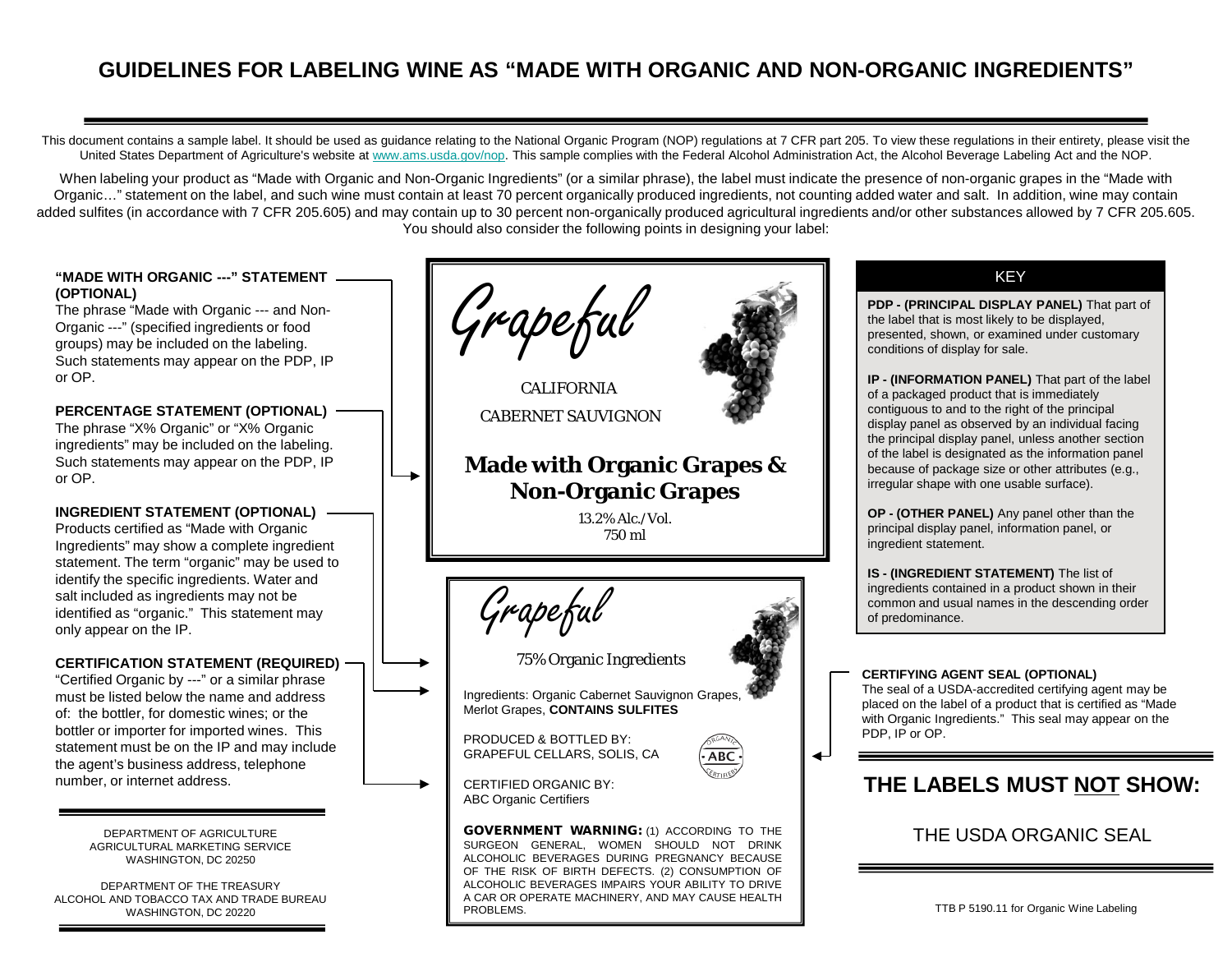# GUIDELINES FOR LABELING WINE AS "MADE WITH ORGANIC AND NON-ORGANIC INGREDIENTS"

This document contains a sample label. It should be used as guidance relating to the National Organic Program (NOP) regulations at 7 CFR part 205. To view these regulations in their entirety, please visit the United States Department of Agriculture's website at www.ams.usda.gov/nop. This sample complies with the Federal Alcohol Administration Act, the Alcohol Beverage Labeling Act and the NOP.

When labeling your product as "Made with Organic and Non-Organic Ingredients" (or a similar phrase), the label must indicate the presence of non-organic grapes in the "Made with Organic…" statement on the label, and such wine must contain at least 70 percent organically produced ingredients, not counting added water and salt. In addition, wine may contain added sulfites (in accordance with 7 CFR 205.605) and may contain up to 30 percent non-organically produced agricultural ingredients and/or other substances allowed by 7 CFR 205.605. You should also consider the following points in designing your label:

**"MADE WITH ORGANIC ---" STATEMENT (OPTIONAL)**
The phrase "Made with Organic --- and Non-Organic ---" (specified ingredients or food groups) may be included on the labeling. Such statements may appear on the PDP, IP or OP.

**PERCENTAGE STATEMENT (OPTIONAL)**
The phrase "X% Organic" or "X% Organic ingredients" may be included on the labeling. Such statements may appear on the PDP, IP or OP.

**INGREDIENT STATEMENT (OPTIONAL)**
Products certified as "Made with Organic Ingredients" may show a complete ingredient statement. The term "organic" may be used to identify the specific ingredients. Water and salt included as ingredients may not be identified as "organic." This statement may only appear on the IP.

**CERTIFICATION STATEMENT (REQUIRED)**
"Certified Organic by ---" or a similar phrase must be listed below the name and address of: the bottler, for domestic wines; or the bottler or importer for imported wines. This statement must be on the IP and may include the agent's business address, telephone number, or internet address.

DEPARTMENT OF AGRICULTURE
AGRICULTURAL MARKETING SERVICE
WASHINGTON, DC 20250

DEPARTMENT OF THE TREASURY
ALCOHOL AND TOBACCO TAX AND TRADE BUREAU
WASHINGTON, DC 20220

---

*Grapeful*

CALIFORNIA

CABERNET SAUVIGNON

**Made with Organic Grapes & Non-Organic Grapes**

13.2% Alc./Vol.
750 ml

---

*Grapeful*

75% Organic Ingredients

Ingredients: Organic Cabernet Sauvignon Grapes, Merlot Grapes, **CONTAINS SULFITES**

PRODUCED & BOTTLED BY:
GRAPEFUL CELLARS, SOLIS, CA

ORGANIC · ABC · CERTIFIED

CERTIFIED ORGANIC BY:
ABC Organic Certifiers

**GOVERNMENT WARNING:** (1) ACCORDING TO THE SURGEON GENERAL, WOMEN SHOULD NOT DRINK ALCOHOLIC BEVERAGES DURING PREGNANCY BECAUSE OF THE RISK OF BIRTH DEFECTS. (2) CONSUMPTION OF ALCOHOLIC BEVERAGES IMPAIRS YOUR ABILITY TO DRIVE A CAR OR OPERATE MACHINERY, AND MAY CAUSE HEALTH PROBLEMS.

---

## KEY

**PDP - (PRINCIPAL DISPLAY PANEL)** That part of the label that is most likely to be displayed, presented, shown, or examined under customary conditions of display for sale.

**IP - (INFORMATION PANEL)** That part of the label of a packaged product that is immediately contiguous to and to the right of the principal display panel as observed by an individual facing the principal display panel, unless another section of the label is designated as the information panel because of package size or other attributes (e.g., irregular shape with one usable surface).

**OP - (OTHER PANEL)** Any panel other than the principal display panel, information panel, or ingredient statement.

**IS - (INGREDIENT STATEMENT)** The list of ingredients contained in a product shown in their common and usual names in the descending order of predominance.

**CERTIFYING AGENT SEAL (OPTIONAL)**
The seal of a USDA-accredited certifying agent may be placed on the label of a product that is certified as "Made with Organic Ingredients." This seal may appear on the PDP, IP or OP.

## THE LABELS MUST NOT SHOW:

THE USDA ORGANIC SEAL

TTB P 5190.11 for Organic Wine Labeling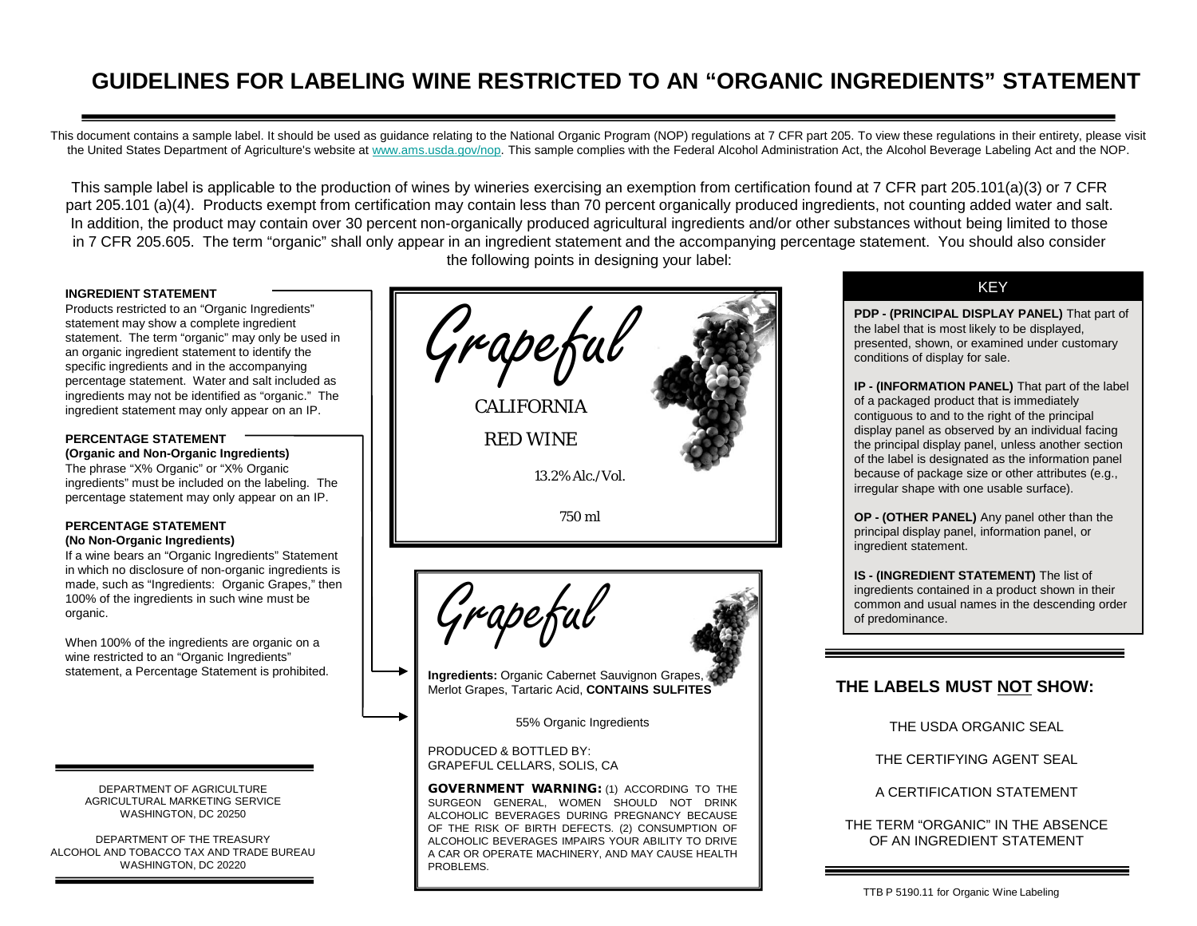# GUIDELINES FOR LABELING WINE RESTRICTED TO AN "ORGANIC INGREDIENTS" STATEMENT

This document contains a sample label. It should be used as guidance relating to the National Organic Program (NOP) regulations at 7 CFR part 205. To view these regulations in their entirety, please visit the United States Department of Agriculture's website at www.ams.usda.gov/nop. This sample complies with the Federal Alcohol Administration Act, the Alcohol Beverage Labeling Act and the NOP.

This sample label is applicable to the production of wines by wineries exercising an exemption from certification found at 7 CFR part 205.101(a)(3) or 7 CFR part 205.101 (a)(4). Products exempt from certification may contain less than 70 percent organically produced ingredients, not counting added water and salt. In addition, the product may contain over 30 percent non-organically produced agricultural ingredients and/or other substances without being limited to those in 7 CFR 205.605. The term "organic" shall only appear in an ingredient statement and the accompanying percentage statement. You should also consider the following points in designing your label:

**INGREDIENT STATEMENT**

Products restricted to an "Organic Ingredients" statement may show a complete ingredient statement. The term "organic" may only be used in an organic ingredient statement to identify the specific ingredients and in the accompanying percentage statement. Water and salt included as ingredients may not be identified as "organic." The ingredient statement may only appear on an IP.

**PERCENTAGE STATEMENT**
**(Organic and Non-Organic Ingredients)**

The phrase "X% Organic" or "X% Organic ingredients" must be included on the labeling. The percentage statement may only appear on an IP.

**PERCENTAGE STATEMENT**
**(No Non-Organic Ingredients)**

If a wine bears an "Organic Ingredients" Statement in which no disclosure of non-organic ingredients is made, such as "Ingredients: Organic Grapes," then 100% of the ingredients in such wine must be organic.

When 100% of the ingredients are organic on a wine restricted to an "Organic Ingredients" statement, a Percentage Statement is prohibited.

DEPARTMENT OF AGRICULTURE
AGRICULTURAL MARKETING SERVICE
WASHINGTON, DC 20250

DEPARTMENT OF THE TREASURY
ALCOHOL AND TOBACCO TAX AND TRADE BUREAU
WASHINGTON, DC 20220

---

*Grapeful*

CALIFORNIA

RED WINE

13.2% Alc./Vol.

750 ml

---

*Grapeful*

**Ingredients:** Organic Cabernet Sauvignon Grapes, Merlot Grapes, Tartaric Acid, **CONTAINS SULFITES**

55% Organic Ingredients

PRODUCED & BOTTLED BY:
GRAPEFUL CELLARS, SOLIS, CA

**GOVERNMENT WARNING:** (1) ACCORDING TO THE SURGEON GENERAL, WOMEN SHOULD NOT DRINK ALCOHOLIC BEVERAGES DURING PREGNANCY BECAUSE OF THE RISK OF BIRTH DEFECTS. (2) CONSUMPTION OF ALCOHOLIC BEVERAGES IMPAIRS YOUR ABILITY TO DRIVE A CAR OR OPERATE MACHINERY, AND MAY CAUSE HEALTH PROBLEMS.

---

**KEY**

**PDP - (PRINCIPAL DISPLAY PANEL)** That part of the label that is most likely to be displayed, presented, shown, or examined under customary conditions of display for sale.

**IP - (INFORMATION PANEL)** That part of the label of a packaged product that is immediately contiguous to and to the right of the principal display panel as observed by an individual facing the principal display panel, unless another section of the label is designated as the information panel because of package size or other attributes (e.g., irregular shape with one usable surface).

**OP - (OTHER PANEL)** Any panel other than the principal display panel, information panel, or ingredient statement.

**IS - (INGREDIENT STATEMENT)** The list of ingredients contained in a product shown in their common and usual names in the descending order of predominance.

## THE LABELS MUST NOT SHOW:

THE USDA ORGANIC SEAL

THE CERTIFYING AGENT SEAL

A CERTIFICATION STATEMENT

THE TERM "ORGANIC" IN THE ABSENCE OF AN INGREDIENT STATEMENT

TTB P 5190.11 for Organic Wine Labeling